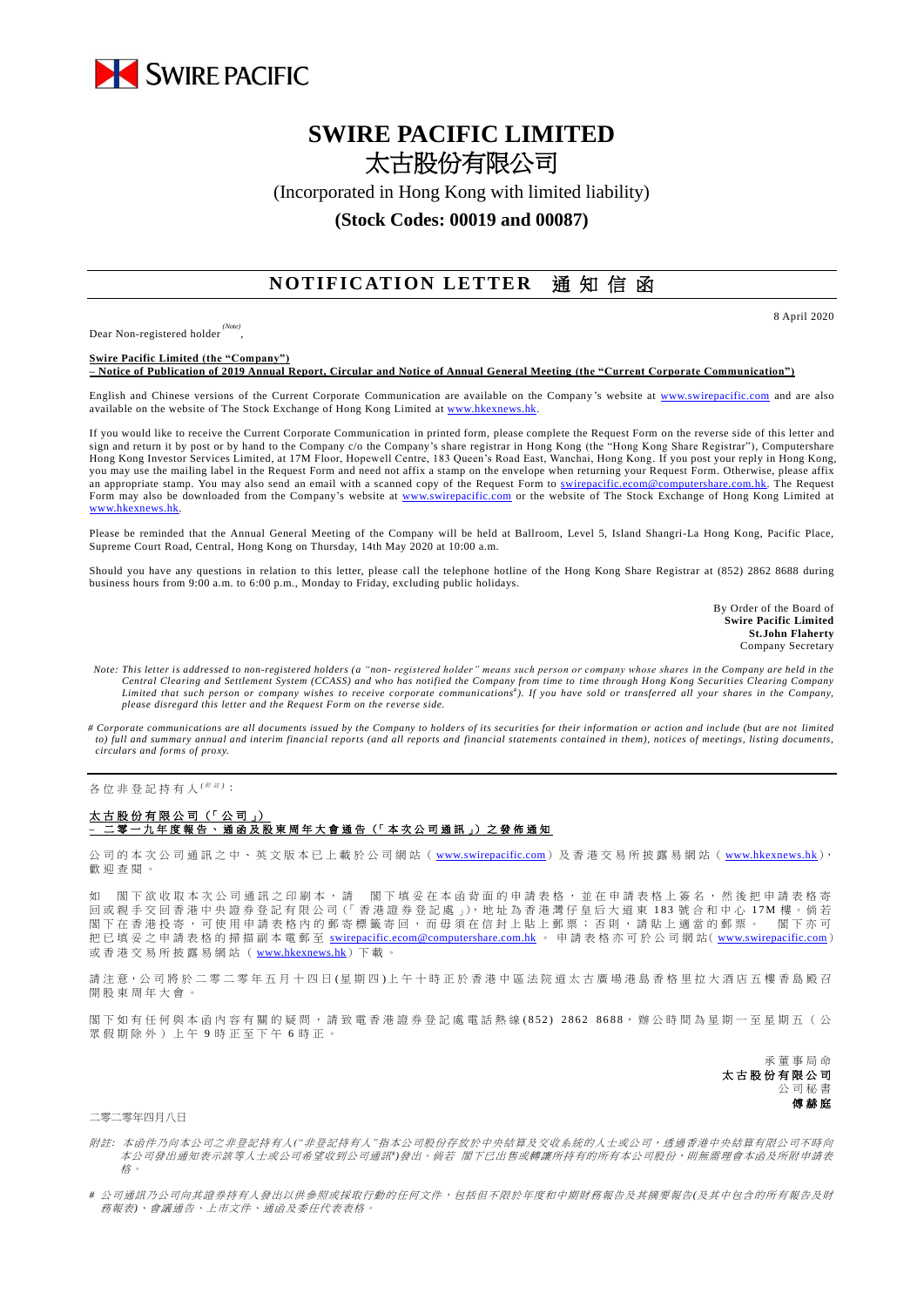SWIRE PACIFIC

# SWIRE PACIFIC LIMITED
# 太古股份有限公司

(Incorporated in Hong Kong with limited liability)

**(Stock Codes: 00019 and 00087)**

## NOTIFICATION LETTER 通知信函

8 April 2020

Dear Non-registered holder *(Note)*,

**Swire Pacific Limited (the "Company")**
**– Notice of Publication of 2019 Annual Report, Circular and Notice of Annual General Meeting (the "Current Corporate Communication")**

English and Chinese versions of the Current Corporate Communication are available on the Company's website at www.swirepacific.com and are also available on the website of The Stock Exchange of Hong Kong Limited at www.hkexnews.hk.

If you would like to receive the Current Corporate Communication in printed form, please complete the Request Form on the reverse side of this letter and sign and return it by post or by hand to the Company c/o the Company's share registrar in Hong Kong (the "Hong Kong Share Registrar"), Computershare Hong Kong Investor Services Limited, at 17M Floor, Hopewell Centre, 183 Queen's Road East, Wanchai, Hong Kong. If you post your reply in Hong Kong, you may use the mailing label in the Request Form and need not affix a stamp on the envelope when returning your Request Form. Otherwise, please affix an appropriate stamp. You may also send an email with a scanned copy of the Request Form to swirepacific.ecom@computershare.com.hk. The Request Form may also be downloaded from the Company's website at www.swirepacific.com or the website of The Stock Exchange of Hong Kong Limited at www.hkexnews.hk.

Please be reminded that the Annual General Meeting of the Company will be held at Ballroom, Level 5, Island Shangri-La Hong Kong, Pacific Place, Supreme Court Road, Central, Hong Kong on Thursday, 14th May 2020 at 10:00 a.m.

Should you have any questions in relation to this letter, please call the telephone hotline of the Hong Kong Share Registrar at (852) 2862 8688 during business hours from 9:00 a.m. to 6:00 p.m., Monday to Friday, excluding public holidays.

By Order of the Board of
**Swire Pacific Limited**
**St.John Flaherty**
Company Secretary

*Note: This letter is addressed to non-registered holders (a "non- registered holder" means such person or company whose shares in the Company are held in the Central Clearing and Settlement System (CCASS) and who has notified the Company from time to time through Hong Kong Securities Clearing Company Limited that such person or company wishes to receive corporate communications#). If you have sold or transferred all your shares in the Company, please disregard this letter and the Request Form on the reverse side.*

*# Corporate communications are all documents issued by the Company to holders of its securities for their information or action and include (but are not limited to) full and summary annual and interim financial reports (and all reports and financial statements contained in them), notices of meetings, listing documents, circulars and forms of proxy.*

---

各位非登記持有人*(附註)*：

**太古股份有限公司（「公司」）**
**– 二零一九年度報告、通函及股東周年大會通告（「本次公司通訊」）之發佈通知**

公司的本次公司通訊之中、英文版本已上載於公司網站（www.swirepacific.com）及香港交易所披露易網站（www.hkexnews.hk），歡迎查閱。

如 閣下欲收取本次公司通訊之印刷本，請 閣下填妥在本函背面的申請表格，並在申請表格上簽名，然後把申請表格寄回或親手交回香港中央證券登記有限公司(「香港證券登記處」)，地址為香港灣仔皇后大道東183號合和中心17M樓。倘若閣下在香港投寄，可使用申請表格內的郵寄標籤寄回，而毋須在信封上貼上郵票；否則，請貼上適當的郵票。 閣下亦可把已填妥之申請表格的掃描副本電郵至 swirepacific.ecom@computershare.com.hk 。申請表格亦可於公司網站(www.swirepacific.com)或香港交易所披露易網站（www.hkexnews.hk）下載。

請注意，公司將於二零二零年五月十四日(星期四)上午十時正於香港中區法院道太古廣場港島香格里拉大酒店五樓香島殿召開股東周年大會。

閣下如有任何與本函內容有關的疑問，請致電香港證券登記處電話熱線(852) 2862 8688，辦公時間為星期一至星期五（公眾假期除外）上午9時正至下午6時正。

承董事局命
**太古股份有限公司**
公司秘書
**傅赫庭**

二零二零年四月八日

*附註：本函件乃向本公司之非登記持有人("非登記持有人"指本公司股份存放於中央結算及交收系統的人士或公司，透過香港中央結算有限公司不時向本公司發出通知表示該等人士或公司希望收到公司通訊#)發出。倘若 閣下已出售或轉讓所持有的所有本公司股份，則無需理會本函及所附申請表格。*

*# 公司通訊乃公司向其證券持有人發出以供參照或採取行動的任何文件，包括但不限於年度和中期財務報告及其摘要報告(及其中包含的所有報告及財務報表)、會議通告、上市文件、通函及委任代表表格。*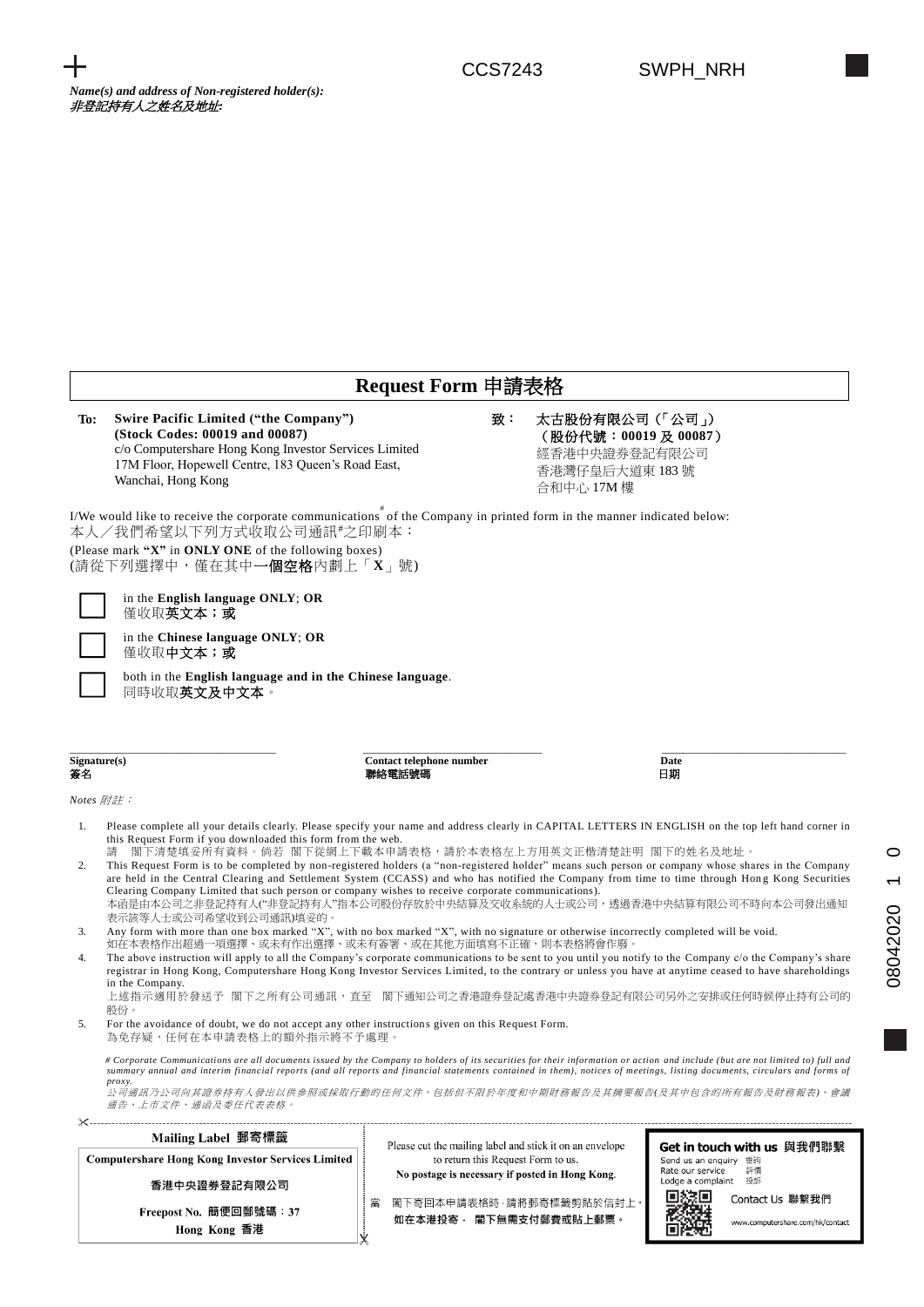CCS7243 SWPH_NRH

***Name(s) and address of Non-registered holder(s):***
***非登記持有人之姓名及地址:***

# Request Form 申請表格

**To:** **Swire Pacific Limited ("the Company")**
**(Stock Codes: 00019 and 00087)**
c/o Computershare Hong Kong Investor Services Limited
17M Floor, Hopewell Centre, 183 Queen's Road East,
Wanchai, Hong Kong

**致：** **太古股份有限公司（「公司」）**
**（股份代號：00019 及 00087）**
經香港中央證券登記有限公司
香港灣仔皇后大道東 183 號
合和中心 17M 樓

I/We would like to receive the corporate communications# of the Company in printed form in the manner indicated below:
本人／我們希望以下列方式收取公司通訊#之印刷本：

(Please mark **"X"** in **ONLY ONE** of the following boxes)
(請從下列選擇中，僅在其中**一個空格**內劃上「**X**」號)

☐ in the **English language ONLY**; **OR**
僅收取**英文本；或**

☐ in the **Chinese language ONLY**; **OR**
僅收取**中文本；或**

☐ both in the **English language and in the Chinese language**.
同時收取**英文及中文本**。

| | | |
|---|---|---|
| **Signature(s)** **簽名** | **Contact telephone number** **聯絡電話號碼** | **Date** **日期** |

*Notes 附註：*

1. Please complete all your details clearly. Please specify your name and address clearly in CAPITAL LETTERS IN ENGLISH on the top left hand corner in this Request Form if you downloaded this form from the web.
請 閣下清楚填妥所有資料。倘若 閣下從網上下載本申請表格，請於本表格左上方用英文正楷清楚註明 閣下的姓名及地址。
2. This Request Form is to be completed by non-registered holders (a "non-registered holder" means such person or company whose shares in the Company are held in the Central Clearing and Settlement System (CCASS) and who has notified the Company from time to time through Hong Kong Securities Clearing Company Limited that such person or company wishes to receive corporate communications).
本函是由本公司之非登記持有人("非登記持有人"指本公司股份存放於中央結算及交收系統的人士或公司，透過香港中央結算有限公司不時向本公司發出通知表示該等人士或公司希望收到公司通訊)填妥的。
3. Any form with more than one box marked "X", with no box marked "X", with no signature or otherwise incorrectly completed will be void.
如在本表格作出超過一項選擇、或未有作出選擇、或未有簽署、或在其他方面填寫不正確，則本表格將會作廢。
4. The above instruction will apply to all the Company's corporate communications to be sent to you until you notify to the Company c/o the Company's share registrar in Hong Kong, Computershare Hong Kong Investor Services Limited, to the contrary or unless you have at anytime ceased to have shareholdings in the Company.
上述指示適用於發送予 閣下之所有公司通訊，直至 閣下通知公司之香港證券登記處香港中央證券登記有限公司另外之安排或任何時候停止持有公司的股份。
5. For the avoidance of doubt, we do not accept any other instructions given on this Request Form.
為免存疑，任何在本申請表格上的額外指示將不予處理。

*# Corporate Communications are all documents issued by the Company to holders of its securities for their information or action and include (but are not limited to) full and summary annual and interim financial reports (and all reports and financial statements contained in them), notices of meetings, listing documents, circulars and forms of proxy.*
*公司通訊乃公司向其證券持有人發出以供參照或採取行動的任何文件，包括但不限於年度和中期財務報告及其摘要報告(及其中包含的所有報告及財務報表)、會議通告、上市文件、通函及委任代表表格。*

08042020 1 0

---

**Mailing Label 郵寄標籤**

**Computershare Hong Kong Investor Services Limited**

**香港中央證券登記有限公司**

**Freepost No. 簡便回郵號碼：37**

**Hong Kong 香港**

Please cut the mailing label and stick it on an envelope to return this Request Form to us.
**No postage is necessary if posted in Hong Kong.**

當 閣下寄回本申請表格時，請將郵寄標籤剪貼於信封上。
**如在本港投寄， 閣下無需支付郵費或貼上郵票。**

**Get in touch with us 與我們聯繫**
Send us an enquiry 查詢
Rate our service 評價
Lodge a complaint 投訴
Contact Us 聯繫我們
www.computershare.com/hk/contact